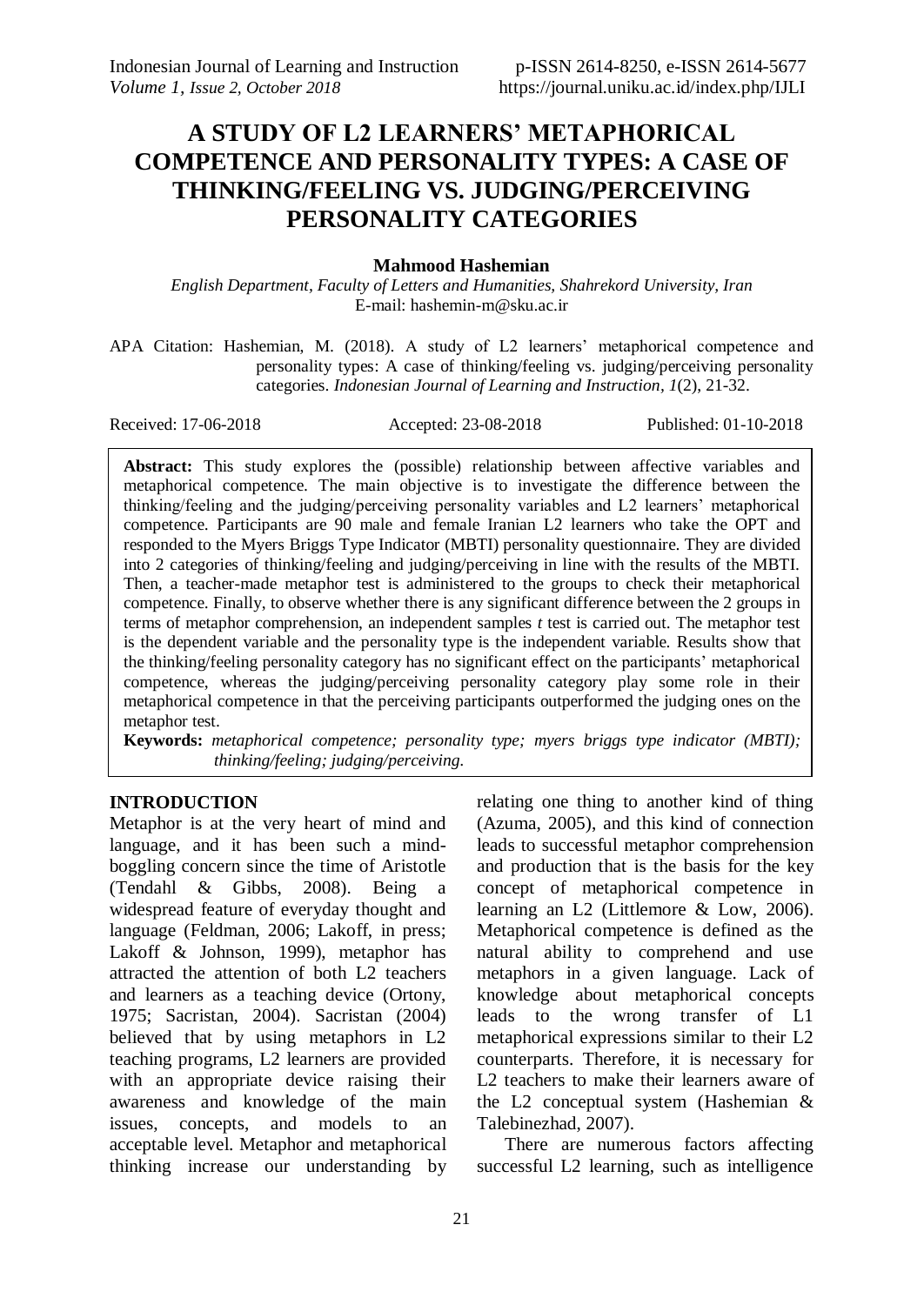# A STUDY OF L2 LEARNERS' METAPHORICAL COMPETENCE AND PERSONALITY TYPES: A CASE OF THINKING/FEELING VS. JUDGING/PERCEIVING PERSONALITY CATEGORIES

**Mahmood Hashemian**

*English Department, Faculty of Letters and Humanities, Shahrekord University, Iran*
E-mail: hashemin-m@sku.ac.ir

APA Citation: Hashemian, M. (2018). A study of L2 learners' metaphorical competence and personality types: A case of thinking/feeling vs. judging/perceiving personality categories. *Indonesian Journal of Learning and Instruction, 1*(2), 21-32.

Received: 17-06-2018 Accepted: 23-08-2018 Published: 01-10-2018

**Abstract:** This study explores the (possible) relationship between affective variables and metaphorical competence. The main objective is to investigate the difference between the thinking/feeling and the judging/perceiving personality variables and L2 learners' metaphorical competence. Participants are 90 male and female Iranian L2 learners who take the OPT and responded to the Myers Briggs Type Indicator (MBTI) personality questionnaire. They are divided into 2 categories of thinking/feeling and judging/perceiving in line with the results of the MBTI. Then, a teacher-made metaphor test is administered to the groups to check their metaphorical competence. Finally, to observe whether there is any significant difference between the 2 groups in terms of metaphor comprehension, an independent samples *t* test is carried out. The metaphor test is the dependent variable and the personality type is the independent variable. Results show that the thinking/feeling personality category has no significant effect on the participants' metaphorical competence, whereas the judging/perceiving personality category play some role in their metaphorical competence in that the perceiving participants outperformed the judging ones on the metaphor test.

**Keywords:** *metaphorical competence; personality type; myers briggs type indicator (MBTI); thinking/feeling; judging/perceiving.*

## INTRODUCTION

Metaphor is at the very heart of mind and language, and it has been such a mind-boggling concern since the time of Aristotle (Tendahl & Gibbs, 2008). Being a widespread feature of everyday thought and language (Feldman, 2006; Lakoff, in press; Lakoff & Johnson, 1999), metaphor has attracted the attention of both L2 teachers and learners as a teaching device (Ortony, 1975; Sacristan, 2004). Sacristan (2004) believed that by using metaphors in L2 teaching programs, L2 learners are provided with an appropriate device raising their awareness and knowledge of the main issues, concepts, and models to an acceptable level. Metaphor and metaphorical thinking increase our understanding by relating one thing to another kind of thing (Azuma, 2005), and this kind of connection leads to successful metaphor comprehension and production that is the basis for the key concept of metaphorical competence in learning an L2 (Littlemore & Low, 2006). Metaphorical competence is defined as the natural ability to comprehend and use metaphors in a given language. Lack of knowledge about metaphorical concepts leads to the wrong transfer of L1 metaphorical expressions similar to their L2 counterparts. Therefore, it is necessary for L2 teachers to make their learners aware of the L2 conceptual system (Hashemian & Talebinezhad, 2007).

There are numerous factors affecting successful L2 learning, such as intelligence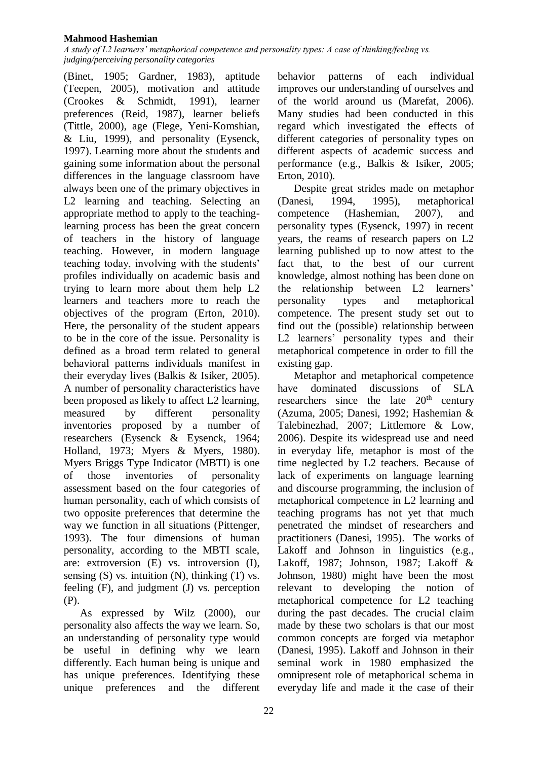(Binet, 1905; Gardner, 1983), aptitude (Teepen, 2005), motivation and attitude (Crookes & Schmidt, 1991), learner preferences (Reid, 1987), learner beliefs (Tittle, 2000), age (Flege, Yeni-Komshian, & Liu, 1999), and personality (Eysenck, 1997). Learning more about the students and gaining some information about the personal differences in the language classroom have always been one of the primary objectives in L2 learning and teaching. Selecting an appropriate method to apply to the teaching-learning process has been the great concern of teachers in the history of language teaching. However, in modern language teaching today, involving with the students' profiles individually on academic basis and trying to learn more about them help L2 learners and teachers more to reach the objectives of the program (Erton, 2010). Here, the personality of the student appears to be in the core of the issue. Personality is defined as a broad term related to general behavioral patterns individuals manifest in their everyday lives (Balkis & Isiker, 2005). A number of personality characteristics have been proposed as likely to affect L2 learning, measured by different personality inventories proposed by a number of researchers (Eysenck & Eysenck, 1964; Holland, 1973; Myers & Myers, 1980). Myers Briggs Type Indicator (MBTI) is one of those inventories of personality assessment based on the four categories of human personality, each of which consists of two opposite preferences that determine the way we function in all situations (Pittenger, 1993). The four dimensions of human personality, according to the MBTI scale, are: extroversion (E) vs. introversion (I), sensing (S) vs. intuition (N), thinking (T) vs. feeling (F), and judgment (J) vs. perception (P).

As expressed by Wilz (2000), our personality also affects the way we learn. So, an understanding of personality type would be useful in defining why we learn differently. Each human being is unique and has unique preferences. Identifying these unique preferences and the different behavior patterns of each individual improves our understanding of ourselves and of the world around us (Marefat, 2006). Many studies had been conducted in this regard which investigated the effects of different categories of personality types on different aspects of academic success and performance (e.g., Balkis & Isiker, 2005; Erton, 2010).

Despite great strides made on metaphor (Danesi, 1994, 1995), metaphorical competence (Hashemian, 2007), and personality types (Eysenck, 1997) in recent years, the reams of research papers on L2 learning published up to now attest to the fact that, to the best of our current knowledge, almost nothing has been done on the relationship between L2 learners' personality types and metaphorical competence. The present study set out to find out the (possible) relationship between L2 learners' personality types and their metaphorical competence in order to fill the existing gap.

Metaphor and metaphorical competence have dominated discussions of SLA researchers since the late 20th century (Azuma, 2005; Danesi, 1992; Hashemian & Talebinezhad, 2007; Littlemore & Low, 2006). Despite its widespread use and need in everyday life, metaphor is most of the time neglected by L2 teachers. Because of lack of experiments on language learning and discourse programming, the inclusion of metaphorical competence in L2 learning and teaching programs has not yet that much penetrated the mindset of researchers and practitioners (Danesi, 1995). The works of Lakoff and Johnson in linguistics (e.g., Lakoff, 1987; Johnson, 1987; Lakoff & Johnson, 1980) might have been the most relevant to developing the notion of metaphorical competence for L2 teaching during the past decades. The crucial claim made by these two scholars is that our most common concepts are forged via metaphor (Danesi, 1995). Lakoff and Johnson in their seminal work in 1980 emphasized the omnipresent role of metaphorical schema in everyday life and made it the case of their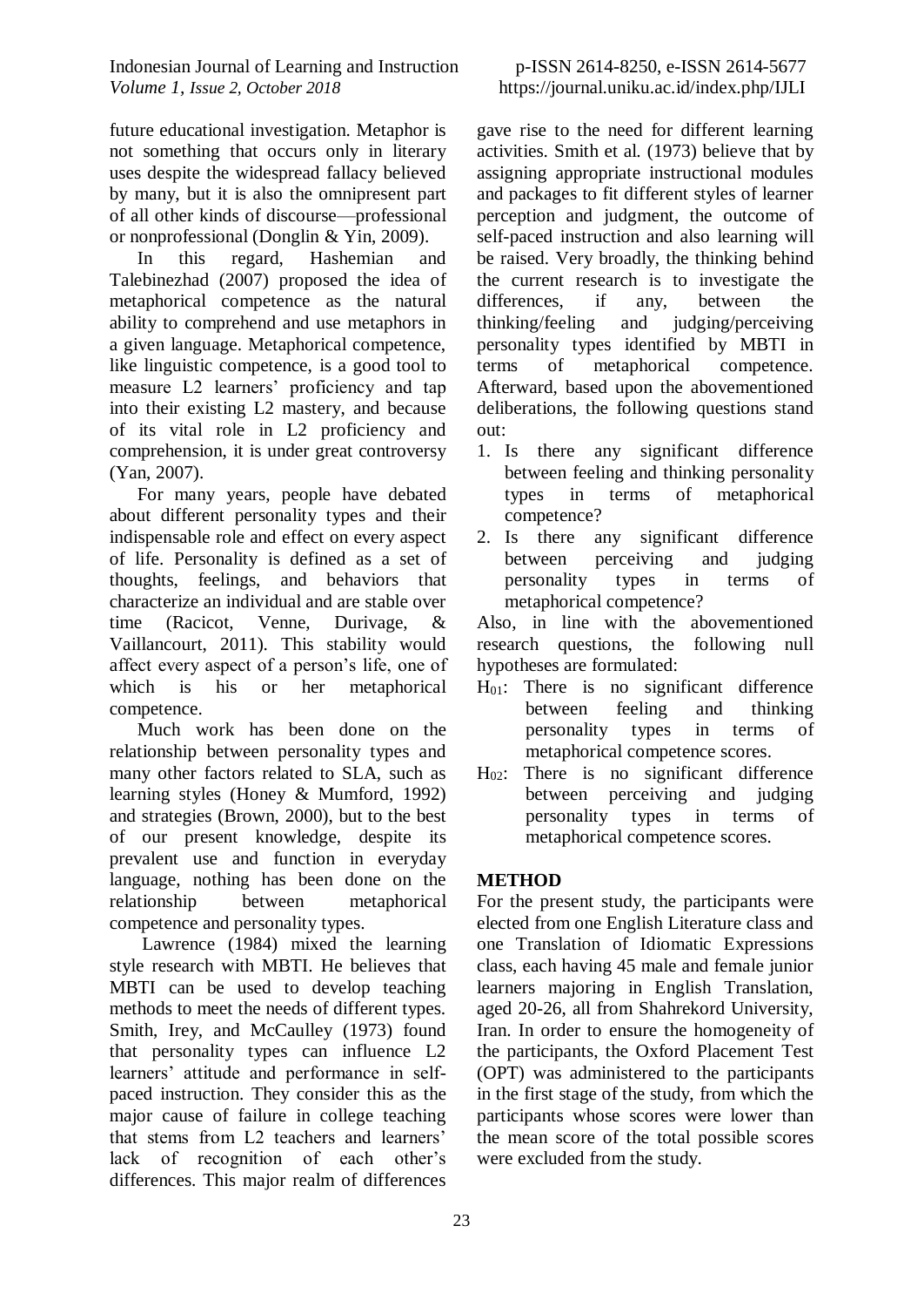future educational investigation. Metaphor is not something that occurs only in literary uses despite the widespread fallacy believed by many, but it is also the omnipresent part of all other kinds of discourse—professional or nonprofessional (Donglin & Yin, 2009).

In this regard, Hashemian and Talebinezhad (2007) proposed the idea of metaphorical competence as the natural ability to comprehend and use metaphors in a given language. Metaphorical competence, like linguistic competence, is a good tool to measure L2 learners' proficiency and tap into their existing L2 mastery, and because of its vital role in L2 proficiency and comprehension, it is under great controversy (Yan, 2007).

For many years, people have debated about different personality types and their indispensable role and effect on every aspect of life. Personality is defined as a set of thoughts, feelings, and behaviors that characterize an individual and are stable over time (Racicot, Venne, Durivage, & Vaillancourt, 2011). This stability would affect every aspect of a person's life, one of which is his or her metaphorical competence.

Much work has been done on the relationship between personality types and many other factors related to SLA, such as learning styles (Honey & Mumford, 1992) and strategies (Brown, 2000), but to the best of our present knowledge, despite its prevalent use and function in everyday language, nothing has been done on the relationship between metaphorical competence and personality types.

Lawrence (1984) mixed the learning style research with MBTI. He believes that MBTI can be used to develop teaching methods to meet the needs of different types. Smith, Irey, and McCaulley (1973) found that personality types can influence L2 learners' attitude and performance in self-paced instruction. They consider this as the major cause of failure in college teaching that stems from L2 teachers and learners' lack of recognition of each other's differences. This major realm of differences gave rise to the need for different learning activities. Smith et al. (1973) believe that by assigning appropriate instructional modules and packages to fit different styles of learner perception and judgment, the outcome of self-paced instruction and also learning will be raised. Very broadly, the thinking behind the current research is to investigate the differences, if any, between the thinking/feeling and judging/perceiving personality types identified by MBTI in terms of metaphorical competence. Afterward, based upon the abovementioned deliberations, the following questions stand out:

1. Is there any significant difference between feeling and thinking personality types in terms of metaphorical competence?
2. Is there any significant difference between perceiving and judging personality types in terms of metaphorical competence?

Also, in line with the abovementioned research questions, the following null hypotheses are formulated:

$H_{01}$: There is no significant difference between feeling and thinking personality types in terms of metaphorical competence scores.

$H_{02}$: There is no significant difference between perceiving and judging personality types in terms of metaphorical competence scores.

## METHOD

For the present study, the participants were elected from one English Literature class and one Translation of Idiomatic Expressions class, each having 45 male and female junior learners majoring in English Translation, aged 20-26, all from Shahrekord University, Iran. In order to ensure the homogeneity of the participants, the Oxford Placement Test (OPT) was administered to the participants in the first stage of the study, from which the participants whose scores were lower than the mean score of the total possible scores were excluded from the study.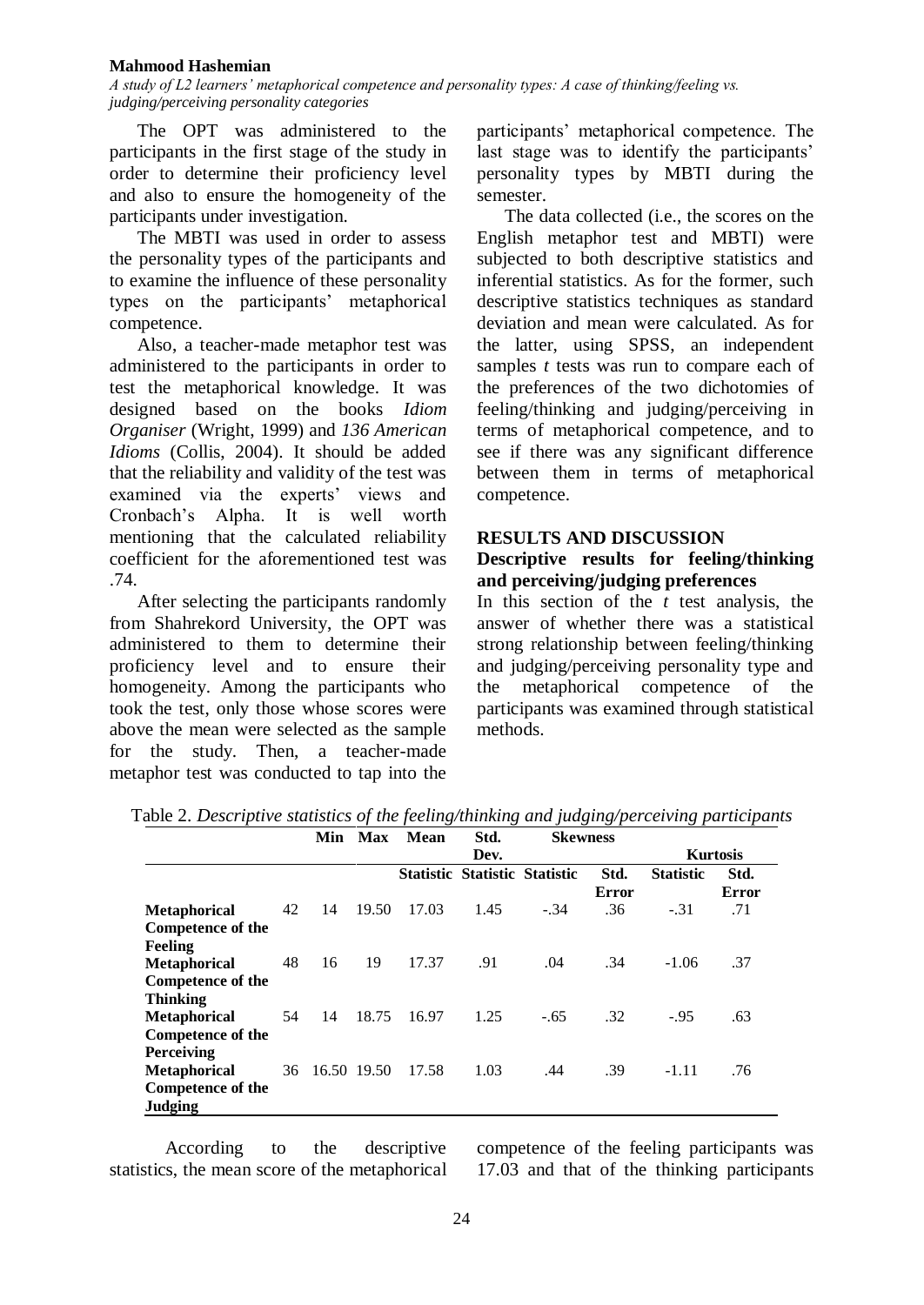The OPT was administered to the participants in the first stage of the study in order to determine their proficiency level and also to ensure the homogeneity of the participants under investigation.

The MBTI was used in order to assess the personality types of the participants and to examine the influence of these personality types on the participants' metaphorical competence.

Also, a teacher-made metaphor test was administered to the participants in order to test the metaphorical knowledge. It was designed based on the books *Idiom Organiser* (Wright, 1999) and *136 American Idioms* (Collis, 2004). It should be added that the reliability and validity of the test was examined via the experts' views and Cronbach's Alpha. It is well worth mentioning that the calculated reliability coefficient for the aforementioned test was .74.

After selecting the participants randomly from Shahrekord University, the OPT was administered to them to determine their proficiency level and to ensure their homogeneity. Among the participants who took the test, only those whose scores were above the mean were selected as the sample for the study. Then, a teacher-made metaphor test was conducted to tap into the participants' metaphorical competence. The last stage was to identify the participants' personality types by MBTI during the semester.

The data collected (i.e., the scores on the English metaphor test and MBTI) were subjected to both descriptive statistics and inferential statistics. As for the former, such descriptive statistics techniques as standard deviation and mean were calculated. As for the latter, using SPSS, an independent samples *t* tests was run to compare each of the preferences of the two dichotomies of feeling/thinking and judging/perceiving in terms of metaphorical competence, and to see if there was any significant difference between them in terms of metaphorical competence.

## RESULTS AND DISCUSSION

### Descriptive results for feeling/thinking and perceiving/judging preferences

In this section of the *t* test analysis, the answer of whether there was a statistical strong relationship between feeling/thinking and judging/perceiving personality type and the metaphorical competence of the participants was examined through statistical methods.

Table 2. *Descriptive statistics of the feeling/thinking and judging/perceiving participants*

| | | Min | Max | Mean | Std. Dev. | Skewness | | Kurtosis | |
|---|---|---|---|---|---|---|---|---|---|
| | | | | Statistic | Statistic | Statistic | Std. Error | Statistic | Std. Error |
| **Metaphorical Competence of the Feeling** | 42 | 14 | 19.50 | 17.03 | 1.45 | -.34 | .36 | -.31 | .71 |
| **Metaphorical Competence of the Thinking** | 48 | 16 | 19 | 17.37 | .91 | .04 | .34 | -1.06 | .37 |
| **Metaphorical Competence of the Perceiving** | 54 | 14 | 18.75 | 16.97 | 1.25 | -.65 | .32 | -.95 | .63 |
| **Metaphorical Competence of the Judging** | 36 | 16.50 | 19.50 | 17.58 | 1.03 | .44 | .39 | -1.11 | .76 |

According to the descriptive statistics, the mean score of the metaphorical competence of the feeling participants was 17.03 and that of the thinking participants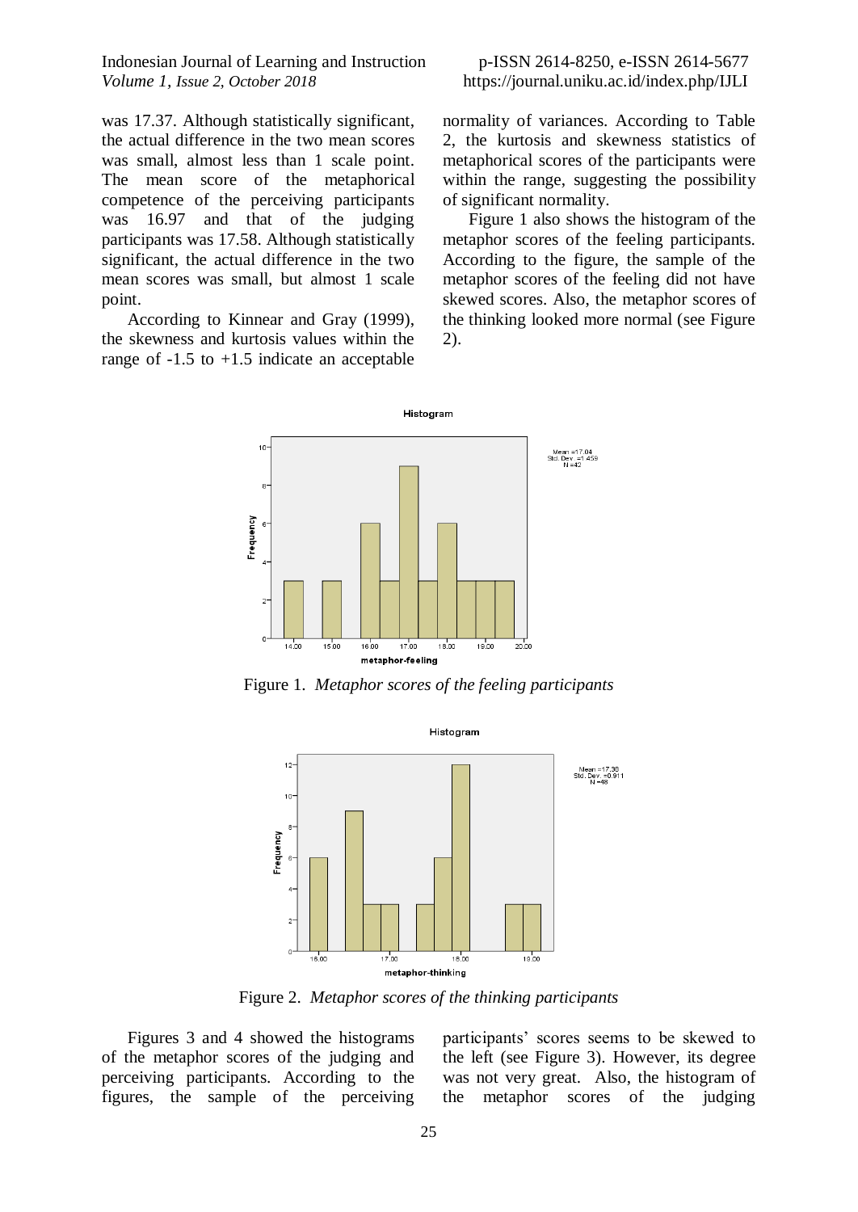was 17.37. Although statistically significant, the actual difference in the two mean scores was small, almost less than 1 scale point. The mean score of the metaphorical competence of the perceiving participants was 16.97 and that of the judging participants was 17.58. Although statistically significant, the actual difference in the two mean scores was small, but almost 1 scale point.

According to Kinnear and Gray (1999), the skewness and kurtosis values within the range of -1.5 to +1.5 indicate an acceptable normality of variances. According to Table 2, the kurtosis and skewness statistics of metaphorical scores of the participants were within the range, suggesting the possibility of significant normality.

Figure 1 also shows the histogram of the metaphor scores of the feeling participants. According to the figure, the sample of the metaphor scores of the feeling did not have skewed scores. Also, the metaphor scores of the thinking looked more normal (see Figure 2).

Figure 1. *Metaphor scores of the feeling participants*

Figure 2. *Metaphor scores of the thinking participants*

Figures 3 and 4 showed the histograms of the metaphor scores of the judging and perceiving participants. According to the figures, the sample of the perceiving participants' scores seems to be skewed to the left (see Figure 3). However, its degree was not very great. Also, the histogram of the metaphor scores of the judging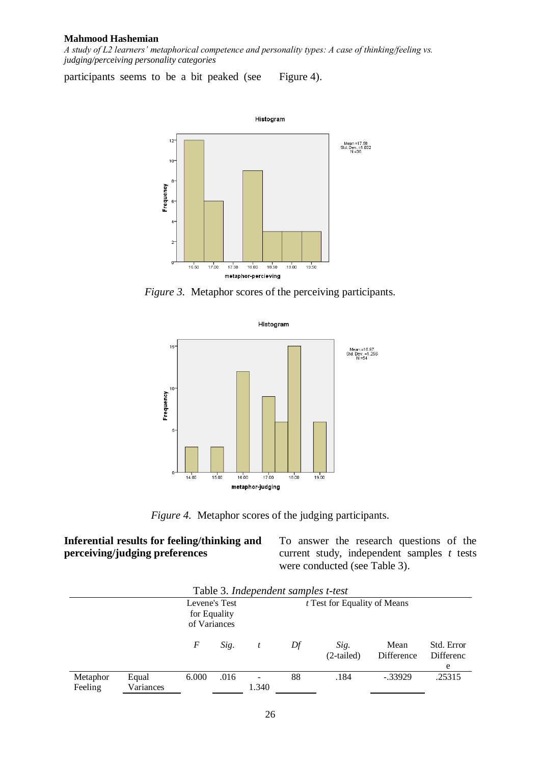participants seems to be a bit peaked (see Figure 4).

*Figure 3.* Metaphor scores of the perceiving participants.

*Figure 4.* Metaphor scores of the judging participants.

**Inferential results for feeling/thinking and perceiving/judging preferences**

To answer the research questions of the current study, independent samples *t* tests were conducted (see Table 3).

Table 3. *Independent samples t-test*

| | | Levene's Test for Equality of Variances | | *t* Test for Equality of Means | | | | |
|---|---|---|---|---|---|---|---|---|
| | | *F* | *Sig.* | *t* | *Df* | *Sig.* (2-tailed) | Mean Difference | Std. Error Difference |
| Metaphor Feeling | Equal Variances | 6.000 | .016 | -1.340 | 88 | .184 | -.33929 | .25315 |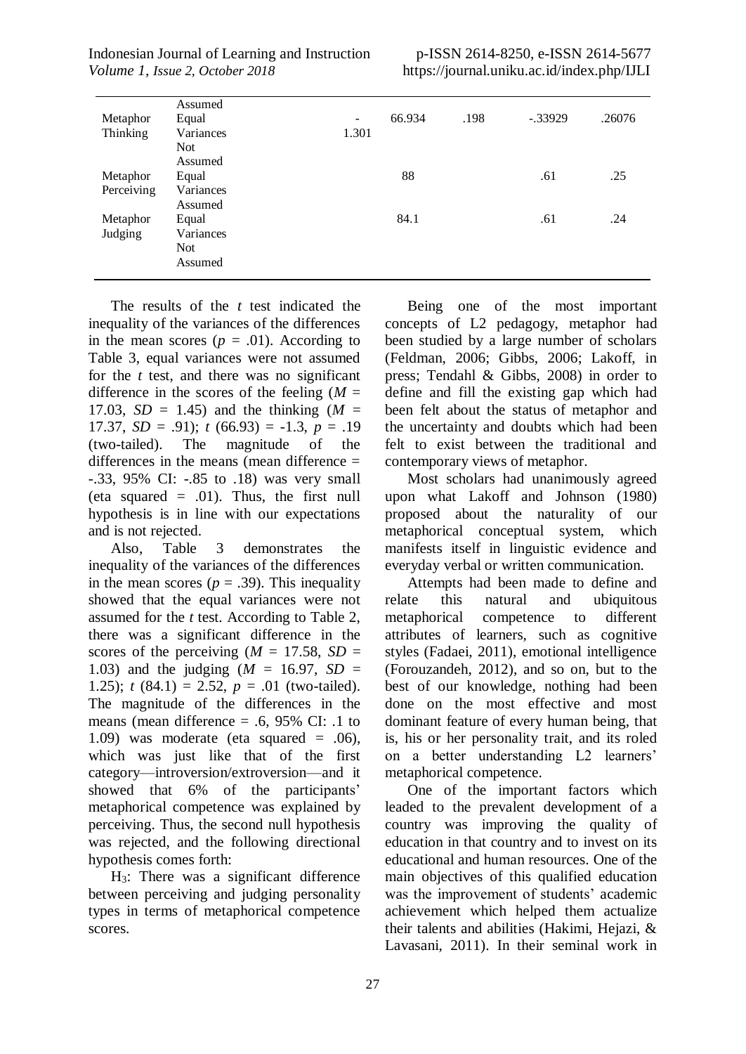| | | | | | | |
|---|---|---|---|---|---|---|
| | Assumed | | | | | |
| Metaphor Thinking | Equal Variances Not Assumed | -1.301 | 66.934 | .198 | -.33929 | .26076 |
| Metaphor Perceiving | Equal Variances Assumed | | 88 | | .61 | .25 |
| Metaphor Judging | Equal Variances Not Assumed | | 84.1 | | .61 | .24 |

The results of the *t* test indicated the inequality of the variances of the differences in the mean scores ($p = .01$). According to Table 3, equal variances were not assumed for the *t* test, and there was no significant difference in the scores of the feeling ($M = 17.03$, $SD = 1.45$) and the thinking ($M = 17.37$, $SD = .91$); $t$ (66.93) = -1.3, $p = .19$ (two-tailed). The magnitude of the differences in the means (mean difference = -.33, 95% CI: -.85 to .18) was very small (eta squared = .01). Thus, the first null hypothesis is in line with our expectations and is not rejected.

Also, Table 3 demonstrates the inequality of the variances of the differences in the mean scores ($p = .39$). This inequality showed that the equal variances were not assumed for the *t* test. According to Table 2, there was a significant difference in the scores of the perceiving ($M = 17.58$, $SD = 1.03$) and the judging ($M = 16.97$, $SD = 1.25$); $t$ (84.1) = 2.52, $p = .01$ (two-tailed). The magnitude of the differences in the means (mean difference = .6, 95% CI: .1 to 1.09) was moderate (eta squared = .06), which was just like that of the first category—introversion/extroversion—and it showed that 6% of the participants' metaphorical competence was explained by perceiving. Thus, the second null hypothesis was rejected, and the following directional hypothesis comes forth:

$H_3$: There was a significant difference between perceiving and judging personality types in terms of metaphorical competence scores.

Being one of the most important concepts of L2 pedagogy, metaphor had been studied by a large number of scholars (Feldman, 2006; Gibbs, 2006; Lakoff, in press; Tendahl & Gibbs, 2008) in order to define and fill the existing gap which had been felt about the status of metaphor and the uncertainty and doubts which had been felt to exist between the traditional and contemporary views of metaphor.

Most scholars had unanimously agreed upon what Lakoff and Johnson (1980) proposed about the naturality of our metaphorical conceptual system, which manifests itself in linguistic evidence and everyday verbal or written communication.

Attempts had been made to define and relate this natural and ubiquitous metaphorical competence to different attributes of learners, such as cognitive styles (Fadaei, 2011), emotional intelligence (Forouzandeh, 2012), and so on, but to the best of our knowledge, nothing had been done on the most effective and most dominant feature of every human being, that is, his or her personality trait, and its roled on a better understanding L2 learners' metaphorical competence.

One of the important factors which leaded to the prevalent development of a country was improving the quality of education in that country and to invest on its educational and human resources. One of the main objectives of this qualified education was the improvement of students' academic achievement which helped them actualize their talents and abilities (Hakimi, Hejazi, & Lavasani, 2011). In their seminal work in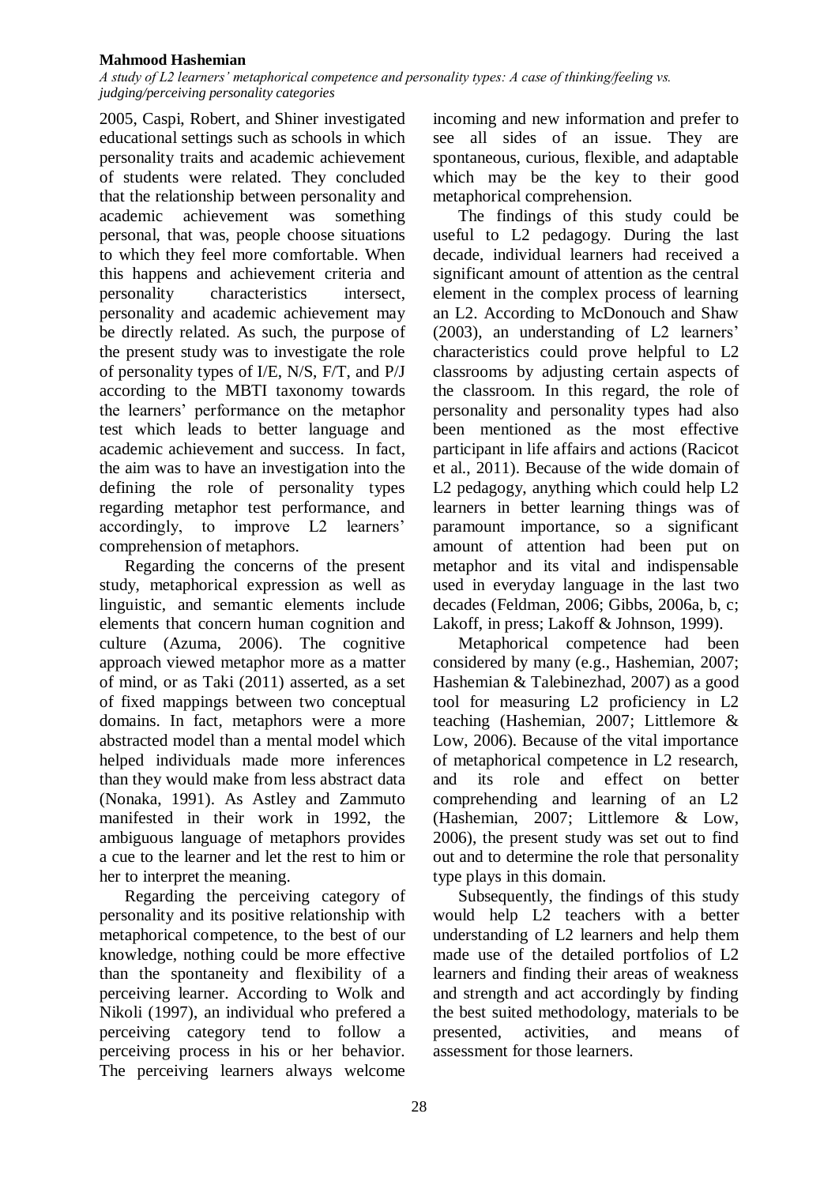2005, Caspi, Robert, and Shiner investigated educational settings such as schools in which personality traits and academic achievement of students were related. They concluded that the relationship between personality and academic achievement was something personal, that was, people choose situations to which they feel more comfortable. When this happens and achievement criteria and personality characteristics intersect, personality and academic achievement may be directly related. As such, the purpose of the present study was to investigate the role of personality types of I/E, N/S, F/T, and P/J according to the MBTI taxonomy towards the learners' performance on the metaphor test which leads to better language and academic achievement and success. In fact, the aim was to have an investigation into the defining the role of personality types regarding metaphor test performance, and accordingly, to improve L2 learners' comprehension of metaphors.

Regarding the concerns of the present study, metaphorical expression as well as linguistic, and semantic elements include elements that concern human cognition and culture (Azuma, 2006). The cognitive approach viewed metaphor more as a matter of mind, or as Taki (2011) asserted, as a set of fixed mappings between two conceptual domains. In fact, metaphors were a more abstracted model than a mental model which helped individuals made more inferences than they would make from less abstract data (Nonaka, 1991). As Astley and Zammuto manifested in their work in 1992, the ambiguous language of metaphors provides a cue to the learner and let the rest to him or her to interpret the meaning.

Regarding the perceiving category of personality and its positive relationship with metaphorical competence, to the best of our knowledge, nothing could be more effective than the spontaneity and flexibility of a perceiving learner. According to Wolk and Nikoli (1997), an individual who prefered a perceiving category tend to follow a perceiving process in his or her behavior. The perceiving learners always welcome incoming and new information and prefer to see all sides of an issue. They are spontaneous, curious, flexible, and adaptable which may be the key to their good metaphorical comprehension.

The findings of this study could be useful to L2 pedagogy. During the last decade, individual learners had received a significant amount of attention as the central element in the complex process of learning an L2. According to McDonouch and Shaw (2003), an understanding of L2 learners' characteristics could prove helpful to L2 classrooms by adjusting certain aspects of the classroom. In this regard, the role of personality and personality types had also been mentioned as the most effective participant in life affairs and actions (Racicot et al., 2011). Because of the wide domain of L2 pedagogy, anything which could help L2 learners in better learning things was of paramount importance, so a significant amount of attention had been put on metaphor and its vital and indispensable used in everyday language in the last two decades (Feldman, 2006; Gibbs, 2006a, b, c; Lakoff, in press; Lakoff & Johnson, 1999).

Metaphorical competence had been considered by many (e.g., Hashemian, 2007; Hashemian & Talebinezhad, 2007) as a good tool for measuring L2 proficiency in L2 teaching (Hashemian, 2007; Littlemore & Low, 2006). Because of the vital importance of metaphorical competence in L2 research, and its role and effect on better comprehending and learning of an L2 (Hashemian, 2007; Littlemore & Low, 2006), the present study was set out to find out and to determine the role that personality type plays in this domain.

Subsequently, the findings of this study would help L2 teachers with a better understanding of L2 learners and help them made use of the detailed portfolios of L2 learners and finding their areas of weakness and strength and act accordingly by finding the best suited methodology, materials to be presented, activities, and means of assessment for those learners.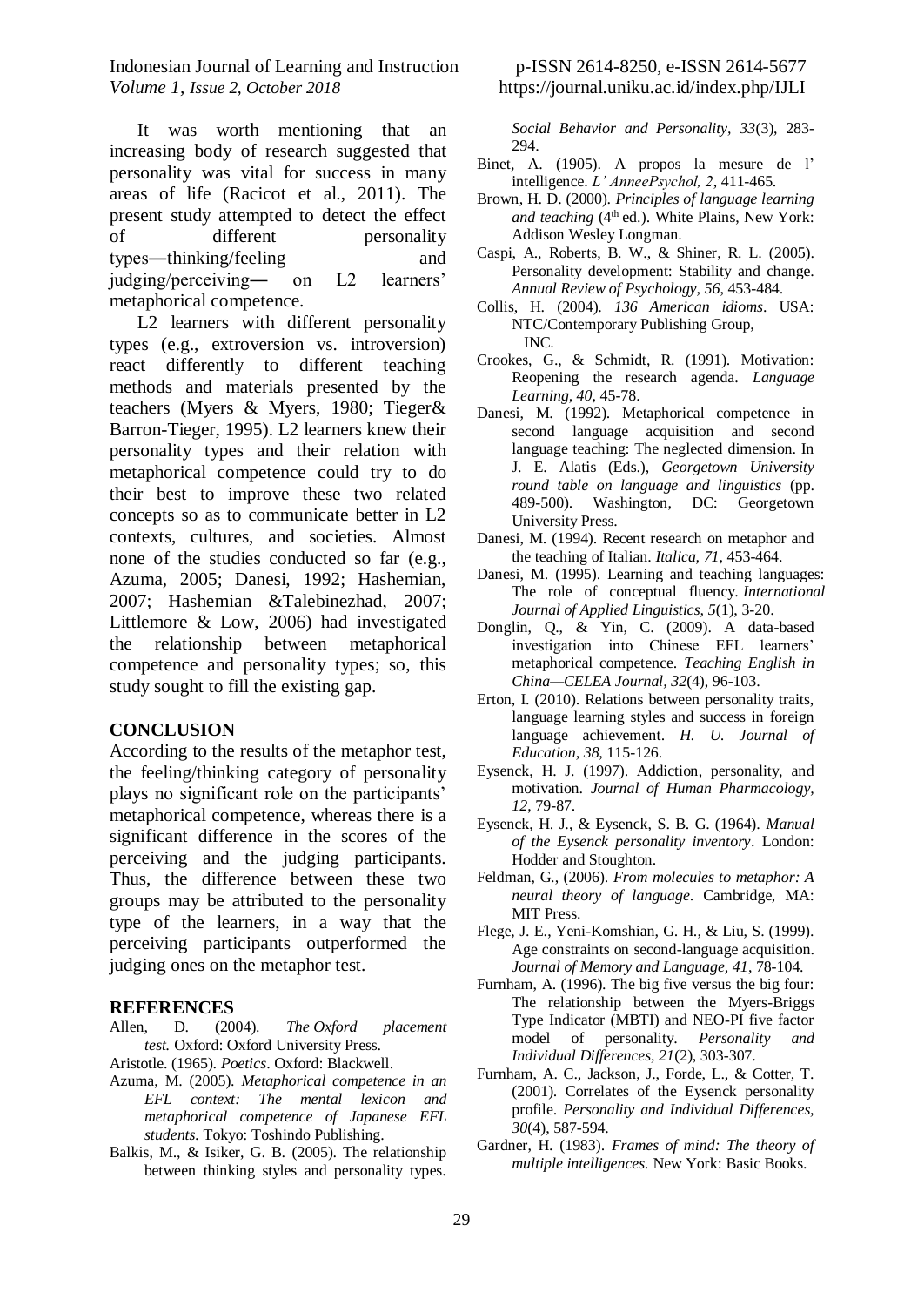It was worth mentioning that an increasing body of research suggested that personality was vital for success in many areas of life (Racicot et al., 2011). The present study attempted to detect the effect of different personality types―thinking/feeling and judging/perceiving― on L2 learners' metaphorical competence.

L2 learners with different personality types (e.g., extroversion vs. introversion) react differently to different teaching methods and materials presented by the teachers (Myers & Myers, 1980; Tieger& Barron-Tieger, 1995). L2 learners knew their personality types and their relation with metaphorical competence could try to do their best to improve these two related concepts so as to communicate better in L2 contexts, cultures, and societies. Almost none of the studies conducted so far (e.g., Azuma, 2005; Danesi, 1992; Hashemian, 2007; Hashemian &Talebinezhad, 2007; Littlemore & Low, 2006) had investigated the relationship between metaphorical competence and personality types; so, this study sought to fill the existing gap.

## CONCLUSION

According to the results of the metaphor test, the feeling/thinking category of personality plays no significant role on the participants' metaphorical competence, whereas there is a significant difference in the scores of the perceiving and the judging participants. Thus, the difference between these two groups may be attributed to the personality type of the learners, in a way that the perceiving participants outperformed the judging ones on the metaphor test.

## REFERENCES

Allen, D. (2004). *The Oxford placement test.* Oxford: Oxford University Press.

Aristotle. (1965). *Poetics*. Oxford: Blackwell.

Azuma, M. (2005). *Metaphorical competence in an EFL context: The mental lexicon and metaphorical competence of Japanese EFL students.* Tokyo: Toshindo Publishing.

Balkis, M., & Isiker, G. B. (2005). The relationship between thinking styles and personality types. *Social Behavior and Personality, 33*(3), 283-294.

Binet, A. (1905). A propos la mesure de l' intelligence. *L' AnneePsychol, 2*, 411-465.

Brown, H. D. (2000). *Principles of language learning and teaching* (4th ed.). White Plains, New York: Addison Wesley Longman.

Caspi, A., Roberts, B. W., & Shiner, R. L. (2005). Personality development: Stability and change. *Annual Review of Psychology, 56*, 453-484.

Collis, H. (2004). *136 American idioms*. USA: NTC/Contemporary Publishing Group, INC.

Crookes, G., & Schmidt, R. (1991). Motivation: Reopening the research agenda. *Language Learning, 40*, 45-78.

Danesi, M. (1992). Metaphorical competence in second language acquisition and second language teaching: The neglected dimension. In J. E. Alatis (Eds.), *Georgetown University round table on language and linguistics* (pp. 489-500). Washington, DC: Georgetown University Press.

Danesi, M. (1994). Recent research on metaphor and the teaching of Italian. *Italica, 71*, 453-464.

Danesi, M. (1995). Learning and teaching languages: The role of conceptual fluency. *International Journal of Applied Linguistics, 5*(1), 3-20.

Donglin, Q., & Yin, C. (2009). A data-based investigation into Chinese EFL learners' metaphorical competence. *Teaching English in China—CELEA Journal, 32*(4), 96-103.

Erton, I. (2010). Relations between personality traits, language learning styles and success in foreign language achievement. *H. U. Journal of Education, 38*, 115-126.

Eysenck, H. J. (1997). Addiction, personality, and motivation. *Journal of Human Pharmacology, 12*, 79-87.

Eysenck, H. J., & Eysenck, S. B. G. (1964). *Manual of the Eysenck personality inventory*. London: Hodder and Stoughton.

Feldman, G., (2006). *From molecules to metaphor: A neural theory of language*. Cambridge, MA: MIT Press.

Flege, J. E., Yeni-Komshian, G. H., & Liu, S. (1999). Age constraints on second-language acquisition. *Journal of Memory and Language, 41*, 78-104.

Furnham, A. (1996). The big five versus the big four: The relationship between the Myers-Briggs Type Indicator (MBTI) and NEO-PI five factor model of personality. *Personality and Individual Differences, 21*(2), 303-307.

Furnham, A. C., Jackson, J., Forde, L., & Cotter, T. (2001). Correlates of the Eysenck personality profile. *Personality and Individual Differences, 30*(4), 587-594.

Gardner, H. (1983). *Frames of mind: The theory of multiple intelligences.* New York: Basic Books.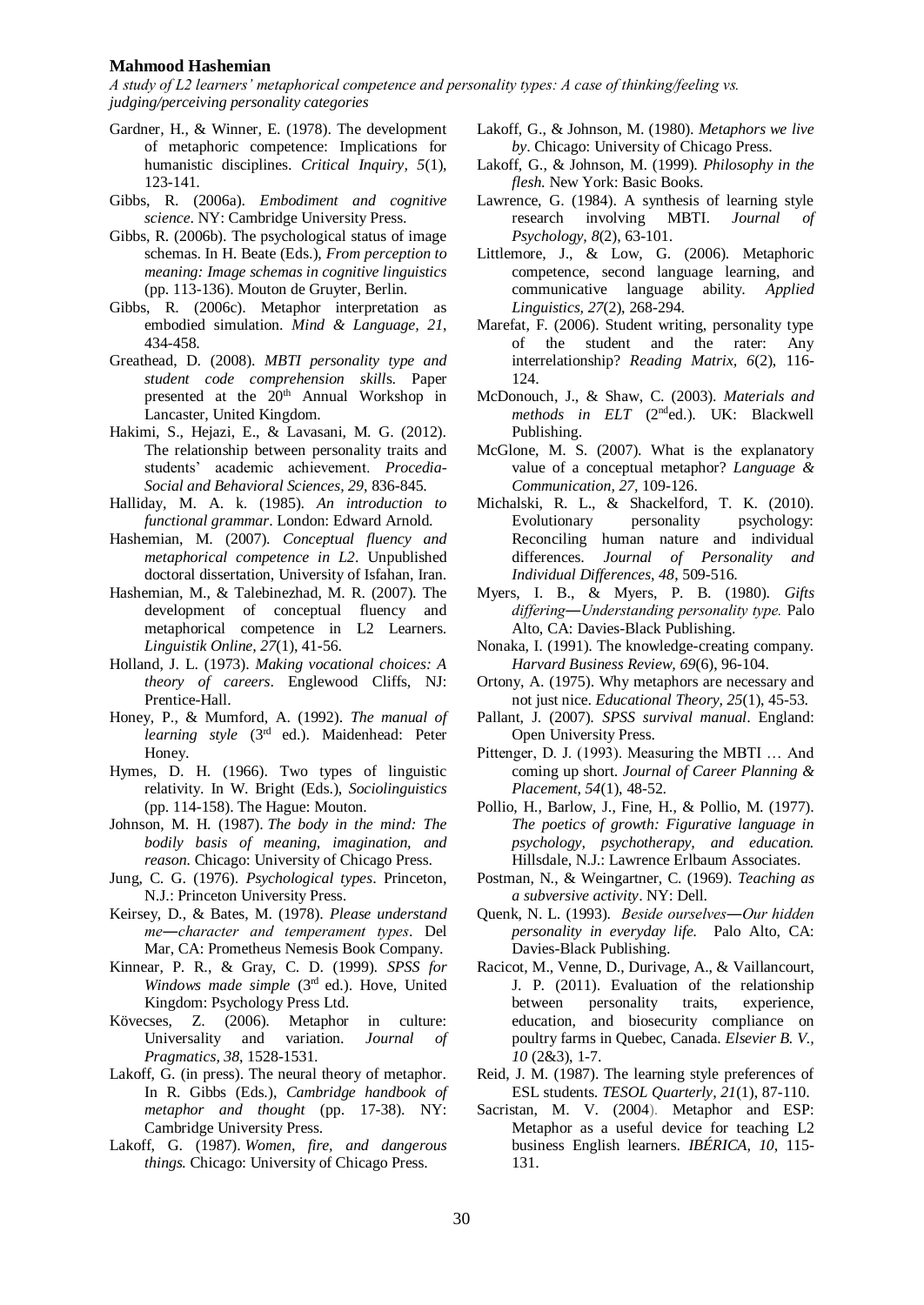Gardner, H., & Winner, E. (1978). The development of metaphoric competence: Implications for humanistic disciplines. *Critical Inquiry, 5*(1), 123-141.

Gibbs, R. (2006a). *Embodiment and cognitive science*. NY: Cambridge University Press.

Gibbs, R. (2006b). The psychological status of image schemas. In H. Beate (Eds.), *From perception to meaning: Image schemas in cognitive linguistics* (pp. 113-136). Mouton de Gruyter, Berlin.

Gibbs, R. (2006c). Metaphor interpretation as embodied simulation. *Mind & Language, 21*, 434-458.

Greathead, D. (2008). *MBTI personality type and student code comprehension skills.* Paper presented at the 20th Annual Workshop in Lancaster, United Kingdom.

Hakimi, S., Hejazi, E., & Lavasani, M. G. (2012). The relationship between personality traits and students' academic achievement. *Procedia-Social and Behavioral Sciences, 29*, 836-845.

Halliday, M. A. k. (1985). *An introduction to functional grammar*. London: Edward Arnold.

Hashemian, M. (2007). *Conceptual fluency and metaphorical competence in L2*. Unpublished doctoral dissertation, University of Isfahan, Iran.

Hashemian, M., & Talebinezhad, M. R. (2007). The development of conceptual fluency and metaphorical competence in L2 Learners. *Linguistik Online, 27*(1), 41-56.

Holland, J. L. (1973). *Making vocational choices: A theory of careers*. Englewood Cliffs, NJ: Prentice-Hall.

Honey, P., & Mumford, A. (1992). *The manual of learning style* (3rd ed.). Maidenhead: Peter Honey.

Hymes, D. H. (1966). Two types of linguistic relativity. In W. Bright (Eds.), *Sociolinguistics* (pp. 114-158). The Hague: Mouton.

Johnson, M. H. (1987). *The body in the mind: The bodily basis of meaning, imagination, and reason.* Chicago: University of Chicago Press.

Jung, C. G. (1976). *Psychological types*. Princeton, N.J.: Princeton University Press.

Keirsey, D., & Bates, M. (1978). *Please understand me―character and temperament types*. Del Mar, CA: Prometheus Nemesis Book Company.

Kinnear, P. R., & Gray, C. D. (1999). *SPSS for Windows made simple* (3rd ed.). Hove, United Kingdom: Psychology Press Ltd.

Kövecses, Z. (2006). Metaphor in culture: Universality and variation. *Journal of Pragmatics, 38*, 1528-1531.

Lakoff, G. (in press). The neural theory of metaphor. In R. Gibbs (Eds.), *Cambridge handbook of metaphor and thought* (pp. 17-38). NY: Cambridge University Press.

Lakoff, G. (1987). *Women, fire, and dangerous things.* Chicago: University of Chicago Press.

Lakoff, G., & Johnson, M. (1980). *Metaphors we live by*. Chicago: University of Chicago Press.

Lakoff, G., & Johnson, M. (1999). *Philosophy in the flesh.* New York: Basic Books.

Lawrence, G. (1984). A synthesis of learning style research involving MBTI. *Journal of Psychology, 8*(2), 63-101.

Littlemore, J., & Low, G. (2006). Metaphoric competence, second language learning, and communicative language ability. *Applied Linguistics, 27*(2), 268-294.

Marefat, F. (2006). Student writing, personality type of the student and the rater: Any interrelationship? *Reading Matrix, 6*(2), 116-124.

McDonouch, J., & Shaw, C. (2003). *Materials and methods in ELT* (2nd ed.). UK: Blackwell Publishing.

McGlone, M. S. (2007). What is the explanatory value of a conceptual metaphor? *Language & Communication, 27*, 109-126.

Michalski, R. L., & Shackelford, T. K. (2010). Evolutionary personality psychology: Reconciling human nature and individual differences. *Journal of Personality and Individual Differences, 48*, 509-516.

Myers, I. B., & Myers, P. B. (1980). *Gifts differing―Understanding personality type.* Palo Alto, CA: Davies-Black Publishing.

Nonaka, I. (1991). The knowledge-creating company. *Harvard Business Review, 69*(6), 96-104.

Ortony, A. (1975). Why metaphors are necessary and not just nice. *Educational Theory, 25*(1), 45-53.

Pallant, J. (2007). *SPSS survival manual*. England: Open University Press.

Pittenger, D. J. (1993). Measuring the MBTI … And coming up short. *Journal of Career Planning & Placement, 54*(1), 48-52.

Pollio, H., Barlow, J., Fine, H., & Pollio, M. (1977). *The poetics of growth: Figurative language in psychology, psychotherapy, and education.* Hillsdale, N.J.: Lawrence Erlbaum Associates.

Postman, N., & Weingartner, C. (1969). *Teaching as a subversive activity*. NY: Dell.

Quenk, N. L. (1993). *Beside ourselves―Our hidden personality in everyday life.* Palo Alto, CA: Davies-Black Publishing.

Racicot, M., Venne, D., Durivage, A., & Vaillancourt, J. P. (2011). Evaluation of the relationship between personality traits, experience, education, and biosecurity compliance on poultry farms in Quebec, Canada. *Elsevier B. V., 10* (2&3), 1-7.

Reid, J. M. (1987). The learning style preferences of ESL students. *TESOL Quarterly, 21*(1), 87-110.

Sacristan, M. V. (2004). Metaphor and ESP: Metaphor as a useful device for teaching L2 business English learners. *IBÉRICA, 10*, 115-131.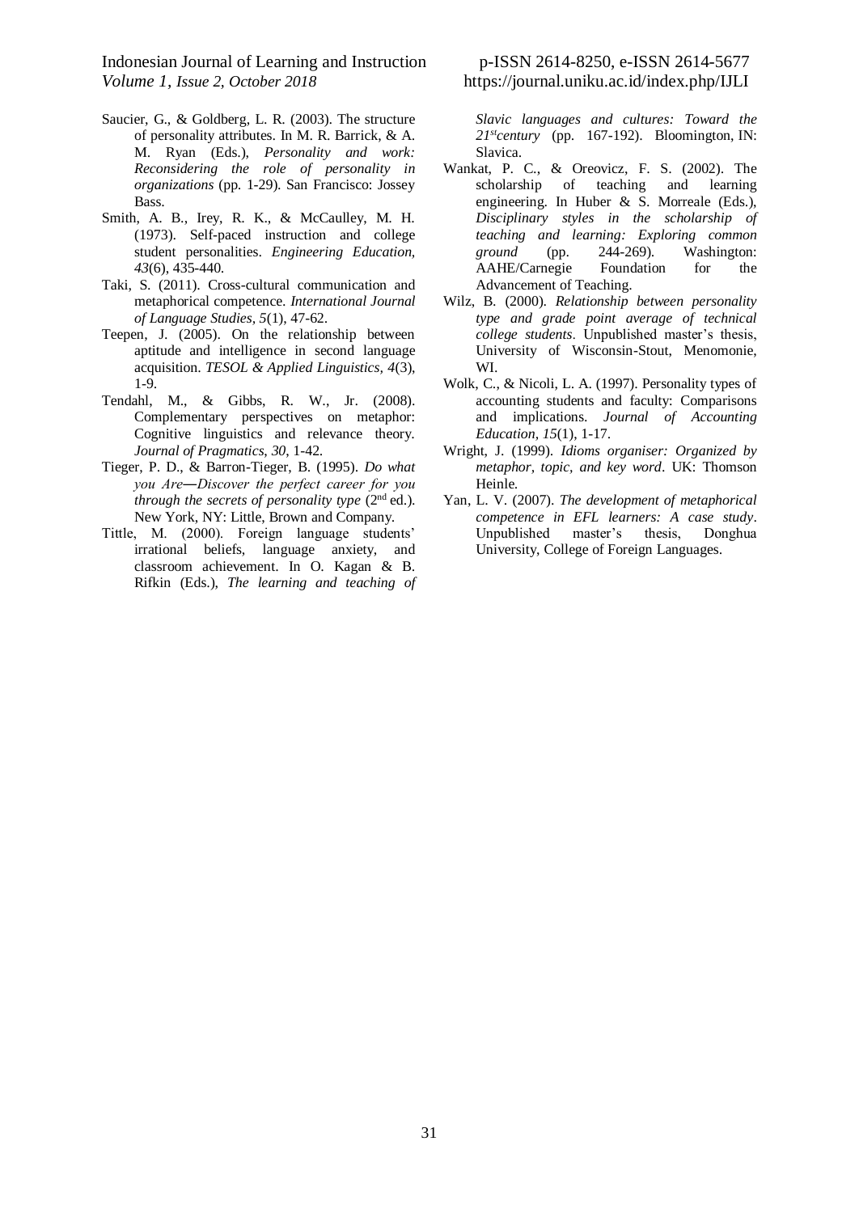Saucier, G., & Goldberg, L. R. (2003). The structure of personality attributes. In M. R. Barrick, & A. M. Ryan (Eds.), *Personality and work: Reconsidering the role of personality in organizations* (pp. 1-29). San Francisco: Jossey Bass.

Smith, A. B., Irey, R. K., & McCaulley, M. H. (1973). Self-paced instruction and college student personalities. *Engineering Education, 43*(6), 435-440.

Taki, S. (2011). Cross-cultural communication and metaphorical competence. *International Journal of Language Studies, 5*(1), 47-62.

Teepen, J. (2005). On the relationship between aptitude and intelligence in second language acquisition. *TESOL & Applied Linguistics, 4*(3), 1-9.

Tendahl, M., & Gibbs, R. W., Jr. (2008). Complementary perspectives on metaphor: Cognitive linguistics and relevance theory. *Journal of Pragmatics, 30*, 1-42.

Tieger, P. D., & Barron-Tieger, B. (1995). *Do what you Are—Discover the perfect career for you through the secrets of personality type* (2nd ed.). New York, NY: Little, Brown and Company.

Tittle, M. (2000). Foreign language students' irrational beliefs, language anxiety, and classroom achievement. In O. Kagan & B. Rifkin (Eds.), *The learning and teaching of Slavic languages and cultures: Toward the 21stcentury* (pp. 167-192). Bloomington, IN: Slavica.

Wankat, P. C., & Oreovicz, F. S. (2002). The scholarship of teaching and learning engineering. In Huber & S. Morreale (Eds.), *Disciplinary styles in the scholarship of teaching and learning: Exploring common ground* (pp. 244-269). Washington: AAHE/Carnegie Foundation for the Advancement of Teaching.

Wilz, B. (2000). *Relationship between personality type and grade point average of technical college students*. Unpublished master's thesis, University of Wisconsin-Stout, Menomonie, WI.

Wolk, C., & Nicoli, L. A. (1997). Personality types of accounting students and faculty: Comparisons and implications. *Journal of Accounting Education, 15*(1), 1-17.

Wright, J. (1999). *Idioms organiser: Organized by metaphor, topic, and key word*. UK: Thomson Heinle.

Yan, L. V. (2007). *The development of metaphorical competence in EFL learners: A case study*. Unpublished master's thesis, Donghua University, College of Foreign Languages.